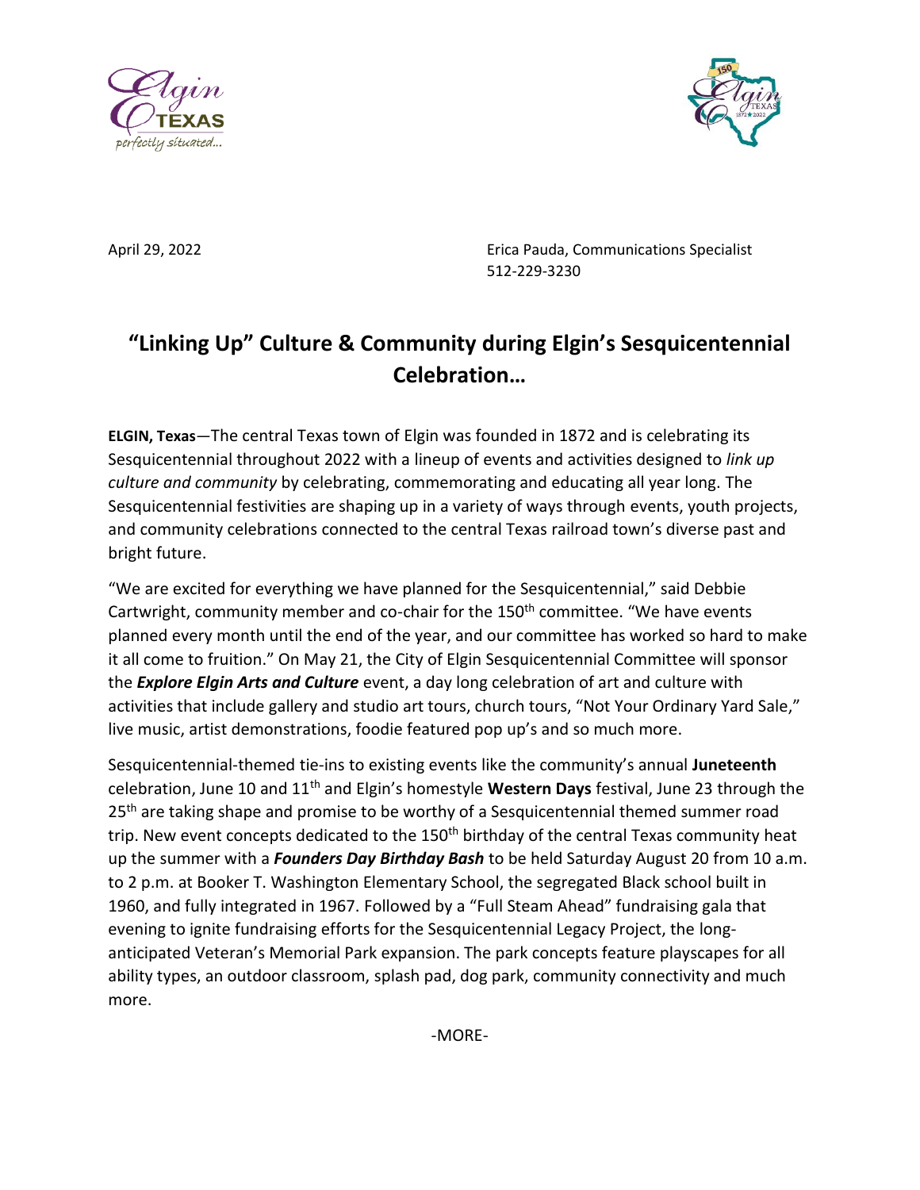April 29, 2022

Erica Pauda, Communications Specialist
512-229-3230

# "Linking Up" Culture & Community during Elgin's Sesquicentennial Celebration…

**ELGIN, Texas**—The central Texas town of Elgin was founded in 1872 and is celebrating its Sesquicentennial throughout 2022 with a lineup of events and activities designed to *link up culture and community* by celebrating, commemorating and educating all year long. The Sesquicentennial festivities are shaping up in a variety of ways through events, youth projects, and community celebrations connected to the central Texas railroad town's diverse past and bright future.

"We are excited for everything we have planned for the Sesquicentennial," said Debbie Cartwright, community member and co-chair for the 150th committee. "We have events planned every month until the end of the year, and our committee has worked so hard to make it all come to fruition." On May 21, the City of Elgin Sesquicentennial Committee will sponsor the ***Explore Elgin Arts and Culture*** event, a day long celebration of art and culture with activities that include gallery and studio art tours, church tours, "Not Your Ordinary Yard Sale," live music, artist demonstrations, foodie featured pop up's and so much more.

Sesquicentennial-themed tie-ins to existing events like the community's annual **Juneteenth** celebration, June 10 and 11th and Elgin's homestyle **Western Days** festival, June 23 through the 25th are taking shape and promise to be worthy of a Sesquicentennial themed summer road trip. New event concepts dedicated to the 150th birthday of the central Texas community heat up the summer with a ***Founders Day Birthday Bash*** to be held Saturday August 20 from 10 a.m. to 2 p.m. at Booker T. Washington Elementary School, the segregated Black school built in 1960, and fully integrated in 1967. Followed by a "Full Steam Ahead" fundraising gala that evening to ignite fundraising efforts for the Sesquicentennial Legacy Project, the long-anticipated Veteran's Memorial Park expansion. The park concepts feature playscapes for all ability types, an outdoor classroom, splash pad, dog park, community connectivity and much more.

-MORE-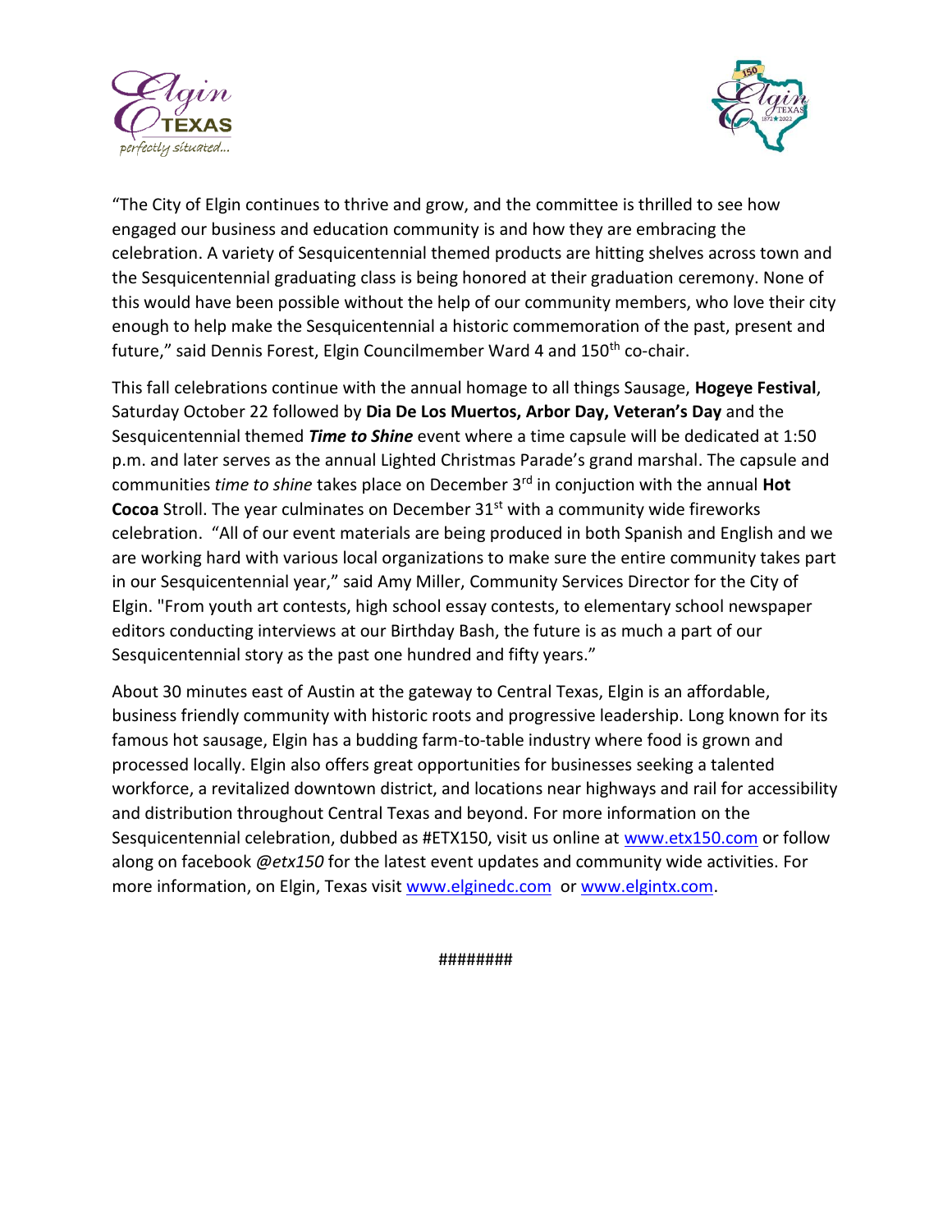"The City of Elgin continues to thrive and grow, and the committee is thrilled to see how engaged our business and education community is and how they are embracing the celebration. A variety of Sesquicentennial themed products are hitting shelves across town and the Sesquicentennial graduating class is being honored at their graduation ceremony. None of this would have been possible without the help of our community members, who love their city enough to help make the Sesquicentennial a historic commemoration of the past, present and future," said Dennis Forest, Elgin Councilmember Ward 4 and 150th co-chair.

This fall celebrations continue with the annual homage to all things Sausage, **Hogeye Festival**, Saturday October 22 followed by **Dia De Los Muertos, Arbor Day, Veteran's Day** and the Sesquicentennial themed ***Time to Shine*** event where a time capsule will be dedicated at 1:50 p.m. and later serves as the annual Lighted Christmas Parade's grand marshal. The capsule and communities *time to shine* takes place on December 3rd in conjuction with the annual **Hot Cocoa** Stroll. The year culminates on December 31st with a community wide fireworks celebration. "All of our event materials are being produced in both Spanish and English and we are working hard with various local organizations to make sure the entire community takes part in our Sesquicentennial year," said Amy Miller, Community Services Director for the City of Elgin. "From youth art contests, high school essay contests, to elementary school newspaper editors conducting interviews at our Birthday Bash, the future is as much a part of our Sesquicentennial story as the past one hundred and fifty years."

About 30 minutes east of Austin at the gateway to Central Texas, Elgin is an affordable, business friendly community with historic roots and progressive leadership. Long known for its famous hot sausage, Elgin has a budding farm-to-table industry where food is grown and processed locally. Elgin also offers great opportunities for businesses seeking a talented workforce, a revitalized downtown district, and locations near highways and rail for accessibility and distribution throughout Central Texas and beyond. For more information on the Sesquicentennial celebration, dubbed as #ETX150, visit us online at www.etx150.com or follow along on facebook *@etx150* for the latest event updates and community wide activities. For more information, on Elgin, Texas visit www.elginedc.com or www.elgintx.com.

########